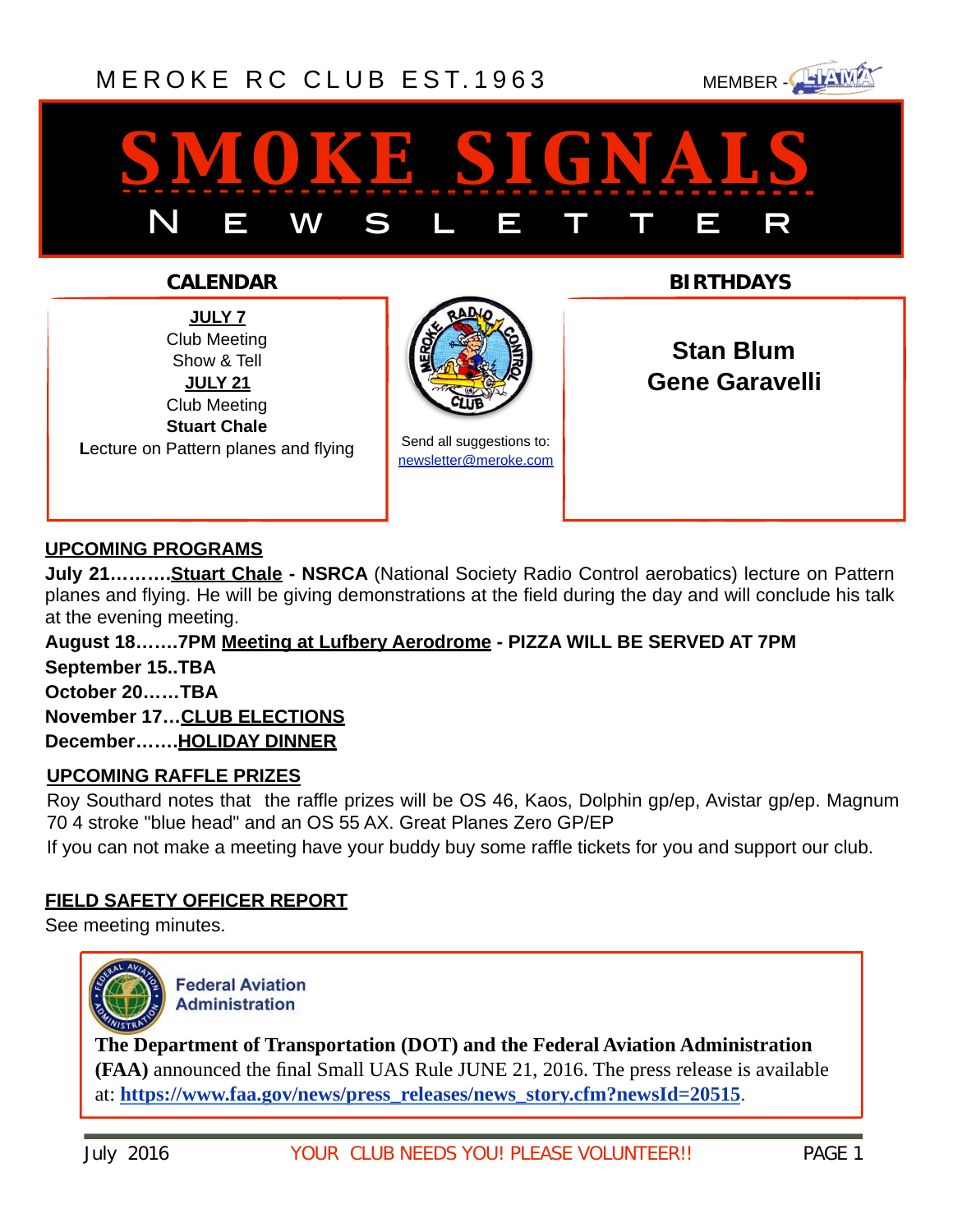MEROKE RC CLUB EST.1963

MEMBER - LIAMA

# SMOKE SIGNALS

## NEWSLETTER

### CALENDAR

**JULY 7**
Club Meeting
Show & Tell
**JULY 21**
Club Meeting
**Stuart Chale**
**L**ecture on Pattern planes and flying

Send all suggestions to:
newsletter@meroke.com

### BIRTHDAYS

**Stan Blum**
**Gene Garavelli**

### UPCOMING PROGRAMS

**July 21……….Stuart Chale - NSRCA** (National Society Radio Control aerobatics) lecture on Pattern planes and flying. He will be giving demonstrations at the field during the day and will conclude his talk at the evening meeting.

**August 18…….7PM Meeting at Lufbery Aerodrome - PIZZA WILL BE SERVED AT 7PM**

**September 15..TBA**

**October 20……TBA**

**November 17…CLUB ELECTIONS**

**December…….HOLIDAY DINNER**

### UPCOMING RAFFLE PRIZES

Roy Southard notes that the raffle prizes will be OS 46, Kaos, Dolphin gp/ep, Avistar gp/ep. Magnum 70 4 stroke "blue head" and an OS 55 AX. Great Planes Zero GP/EP

If you can not make a meeting have your buddy buy some raffle tickets for you and support our club.

### FIELD SAFETY OFFICER REPORT

See meeting minutes.

Federal Aviation Administration

**The Department of Transportation (DOT) and the Federal Aviation Administration (FAA)** announced the final Small UAS Rule JUNE 21, 2016. The press release is available at: **https://www.faa.gov/news/press_releases/news_story.cfm?newsId=20515**.

July 2016 — YOUR CLUB NEEDS YOU! PLEASE VOLUNTEER!!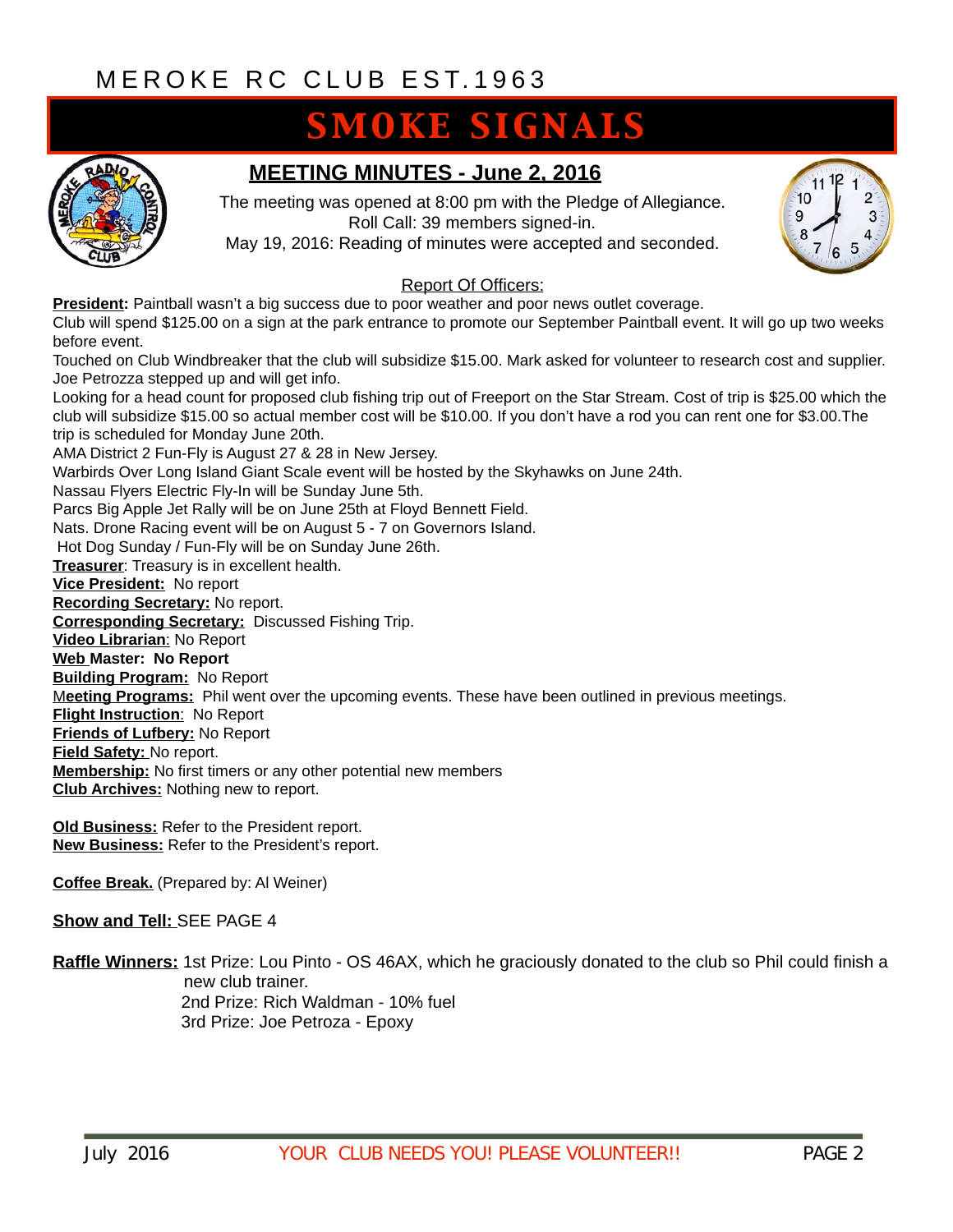MEROKE RC CLUB EST.1963

# SMOKE SIGNALS

## MEETING MINUTES - June 2, 2016

The meeting was opened at 8:00 pm with the Pledge of Allegiance.
Roll Call: 39 members signed-in.
May 19, 2016: Reading of minutes were accepted and seconded.

Report Of Officers:

**President:** Paintball wasn't a big success due to poor weather and poor news outlet coverage.
Club will spend $125.00 on a sign at the park entrance to promote our September Paintball event. It will go up two weeks before event.
Touched on Club Windbreaker that the club will subsidize $15.00. Mark asked for volunteer to research cost and supplier. Joe Petrozza stepped up and will get info.
Looking for a head count for proposed club fishing trip out of Freeport on the Star Stream. Cost of trip is $25.00 which the club will subsidize $15.00 so actual member cost will be $10.00. If you don't have a rod you can rent one for $3.00.The trip is scheduled for Monday June 20th.
AMA District 2 Fun-Fly is August 27 & 28 in New Jersey.
Warbirds Over Long Island Giant Scale event will be hosted by the Skyhawks on June 24th.
Nassau Flyers Electric Fly-In will be Sunday June 5th.
Parcs Big Apple Jet Rally will be on June 25th at Floyd Bennett Field.
Nats. Drone Racing event will be on August 5 - 7 on Governors Island.
Hot Dog Sunday / Fun-Fly will be on Sunday June 26th.
**Treasurer**: Treasury is in excellent health.
**Vice President:** No report
**Recording Secretary:** No report.
**Corresponding Secretary:** Discussed Fishing Trip.
**Video Librarian**: No Report
**Web Master: No Report**
**Building Program:** No Report
**Meeting Programs:** Phil went over the upcoming events. These have been outlined in previous meetings.
**Flight Instruction**: No Report
**Friends of Lufbery:** No Report
**Field Safety:** No report.
**Membership:** No first timers or any other potential new members
**Club Archives:** Nothing new to report.

**Old Business:** Refer to the President report.
**New Business:** Refer to the President's report.

**Coffee Break.** (Prepared by: Al Weiner)

**Show and Tell:** SEE PAGE 4

**Raffle Winners:** 1st Prize: Lou Pinto - OS 46AX, which he graciously donated to the club so Phil could finish a new club trainer.
2nd Prize: Rich Waldman - 10% fuel
3rd Prize: Joe Petroza - Epoxy

YOUR CLUB NEEDS YOU! PLEASE VOLUNTEER!!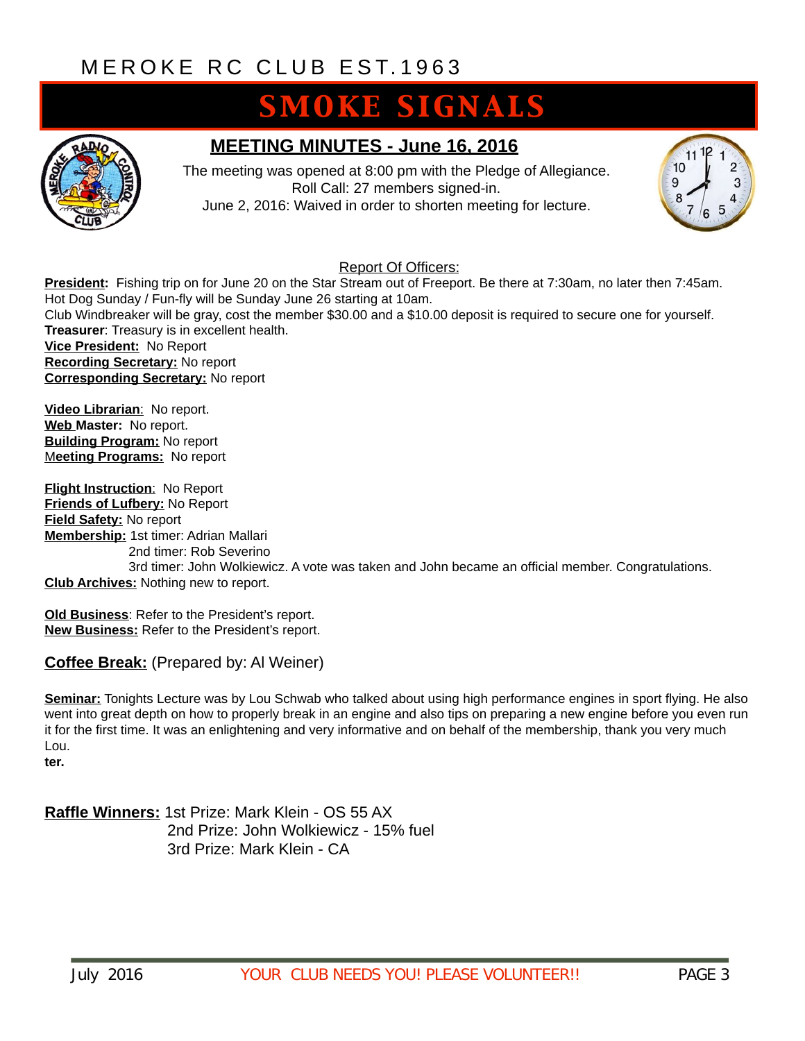MEROKE RC CLUB EST.1963

# SMOKE SIGNALS

## MEETING MINUTES - June 16, 2016

The meeting was opened at 8:00 pm with the Pledge of Allegiance.
Roll Call: 27 members signed-in.
June 2, 2016: Waived in order to shorten meeting for lecture.

### Report Of Officers:

**President:** Fishing trip on for June 20 on the Star Stream out of Freeport. Be there at 7:30am, no later then 7:45am. Hot Dog Sunday / Fun-fly will be Sunday June 26 starting at 10am.
Club Windbreaker will be gray, cost the member $30.00 and a $10.00 deposit is required to secure one for yourself.
**Treasurer**: Treasury is in excellent health.
**Vice President:** No Report
**Recording Secretary:** No report
**Corresponding Secretary:** No report

**Video Librarian**: No report.
**Web Master:** No report.
**Building Program:** No report
**Meeting Programs:** No report

**Flight Instruction**: No Report
**Friends of Lufbery:** No Report
**Field Safety:** No report
**Membership:** 1st timer: Adrian Mallari
2nd timer: Rob Severino
3rd timer: John Wolkiewicz. A vote was taken and John became an official member. Congratulations.
**Club Archives:** Nothing new to report.

**Old Business**: Refer to the President's report.
**New Business:** Refer to the President's report.

**Coffee Break:** (Prepared by: Al Weiner)

**Seminar:** Tonights Lecture was by Lou Schwab who talked about using high performance engines in sport flying. He also went into great depth on how to properly break in an engine and also tips on preparing a new engine before you even run it for the first time. It was an enlightening and very informative and on behalf of the membership, thank you very much Lou.
**ter.**

**Raffle Winners:** 1st Prize: Mark Klein - OS 55 AX
2nd Prize: John Wolkiewicz - 15% fuel
3rd Prize: Mark Klein - CA

YOUR CLUB NEEDS YOU! PLEASE VOLUNTEER!!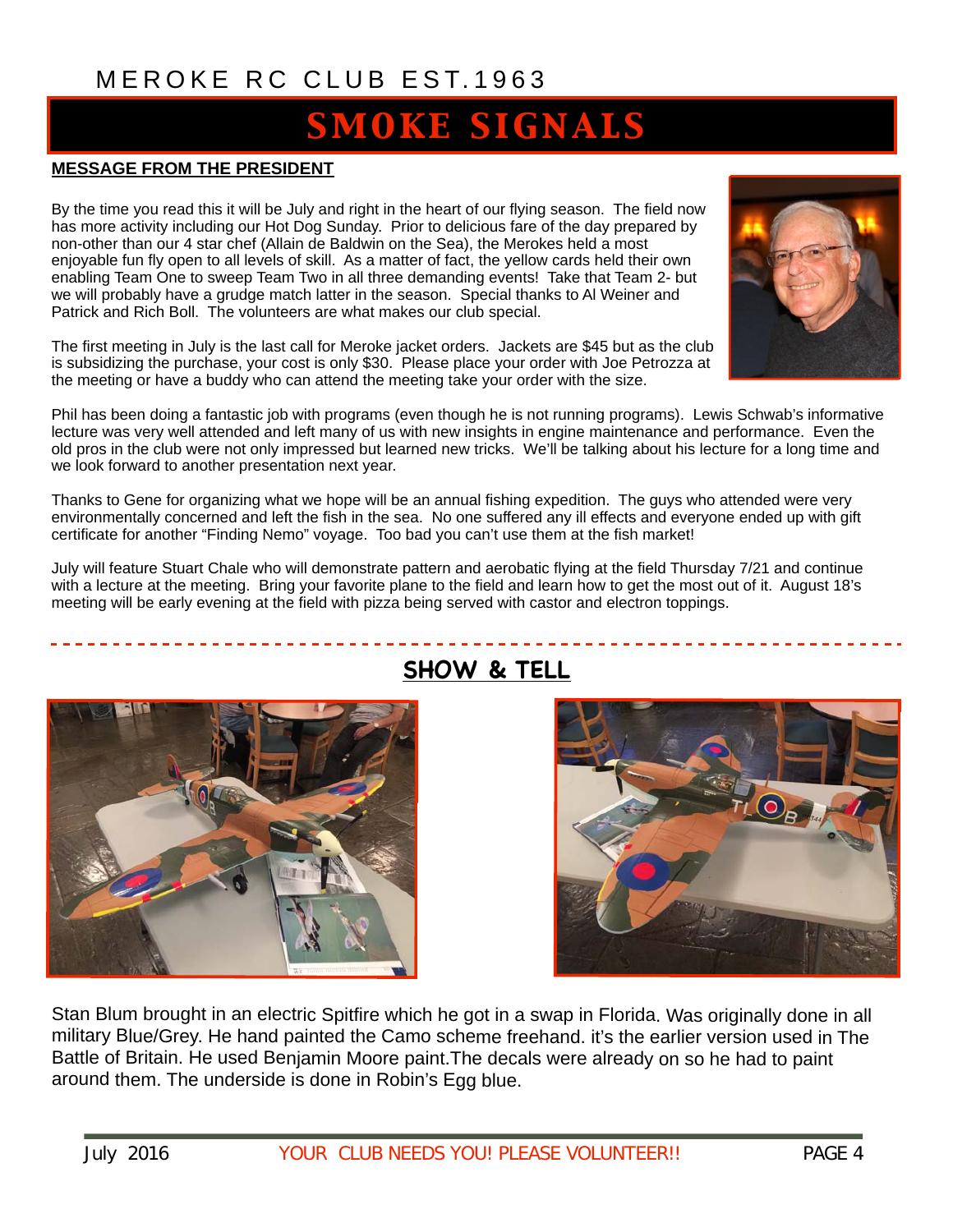MEROKE RC CLUB EST.1963

# SMOKE SIGNALS

## MESSAGE FROM THE PRESIDENT

By the time you read this it will be July and right in the heart of our flying season. The field now has more activity including our Hot Dog Sunday. Prior to delicious fare of the day prepared by non-other than our 4 star chef (Allain de Baldwin on the Sea), the Merokes held a most enjoyable fun fly open to all levels of skill. As a matter of fact, the yellow cards held their own enabling Team One to sweep Team Two in all three demanding events! Take that Team 2- but we will probably have a grudge match latter in the season. Special thanks to Al Weiner and Patrick and Rich Boll. The volunteers are what makes our club special.

The first meeting in July is the last call for Meroke jacket orders. Jackets are $45 but as the club is subsidizing the purchase, your cost is only $30. Please place your order with Joe Petrozza at the meeting or have a buddy who can attend the meeting take your order with the size.

Phil has been doing a fantastic job with programs (even though he is not running programs). Lewis Schwab's informative lecture was very well attended and left many of us with new insights in engine maintenance and performance. Even the old pros in the club were not only impressed but learned new tricks. We'll be talking about his lecture for a long time and we look forward to another presentation next year.

Thanks to Gene for organizing what we hope will be an annual fishing expedition. The guys who attended were very environmentally concerned and left the fish in the sea. No one suffered any ill effects and everyone ended up with gift certificate for another "Finding Nemo" voyage. Too bad you can't use them at the fish market!

July will feature Stuart Chale who will demonstrate pattern and aerobatic flying at the field Thursday 7/21 and continue with a lecture at the meeting. Bring your favorite plane to the field and learn how to get the most out of it. August 18's meeting will be early evening at the field with pizza being served with castor and electron toppings.

## SHOW & TELL

Stan Blum brought in an electric Spitfire which he got in a swap in Florida. Was originally done in all military Blue/Grey. He hand painted the Camo scheme freehand. it's the earlier version used in The Battle of Britain. He used Benjamin Moore paint.The decals were already on so he had to paint around them. The underside is done in Robin's Egg blue.

YOUR CLUB NEEDS YOU! PLEASE VOLUNTEER!!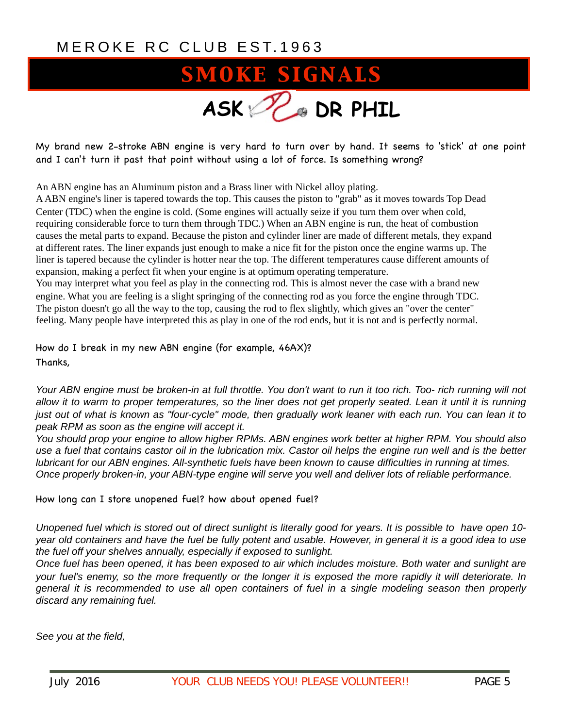MEROKE RC CLUB EST.1963

# SMOKE SIGNALS

## ASK DR PHIL

My brand new 2-stroke ABN engine is very hard to turn over by hand. It seems to 'stick' at one point and I can't turn it past that point without using a lot of force. Is something wrong?

An ABN engine has an Aluminum piston and a Brass liner with Nickel alloy plating.
A ABN engine's liner is tapered towards the top. This causes the piston to "grab" as it moves towards Top Dead Center (TDC) when the engine is cold. (Some engines will actually seize if you turn them over when cold, requiring considerable force to turn them through TDC.) When an ABN engine is run, the heat of combustion causes the metal parts to expand. Because the piston and cylinder liner are made of different metals, they expand at different rates. The liner expands just enough to make a nice fit for the piston once the engine warms up. The liner is tapered because the cylinder is hotter near the top. The different temperatures cause different amounts of expansion, making a perfect fit when your engine is at optimum operating temperature.
You may interpret what you feel as play in the connecting rod. This is almost never the case with a brand new engine. What you are feeling is a slight springing of the connecting rod as you force the engine through TDC. The piston doesn't go all the way to the top, causing the rod to flex slightly, which gives an "over the center" feeling. Many people have interpreted this as play in one of the rod ends, but it is not and is perfectly normal.

How do I break in my new ABN engine (for example, 46AX)?
Thanks,

*Your ABN engine must be broken-in at full throttle. You don't want to run it too rich. Too- rich running will not allow it to warm to proper temperatures, so the liner does not get properly seated. Lean it until it is running just out of what is known as "four-cycle" mode, then gradually work leaner with each run. You can lean it to peak RPM as soon as the engine will accept it.*
*You should prop your engine to allow higher RPMs. ABN engines work better at higher RPM. You should also use a fuel that contains castor oil in the lubrication mix. Castor oil helps the engine run well and is the better lubricant for our ABN engines. All-synthetic fuels have been known to cause difficulties in running at times. Once properly broken-in, your ABN-type engine will serve you well and deliver lots of reliable performance.*

How long can I store unopened fuel? how about opened fuel?

*Unopened fuel which is stored out of direct sunlight is literally good for years. It is possible to have open 10-year old containers and have the fuel be fully potent and usable. However, in general it is a good idea to use the fuel off your shelves annually, especially if exposed to sunlight.*
*Once fuel has been opened, it has been exposed to air which includes moisture. Both water and sunlight are your fuel's enemy, so the more frequently or the longer it is exposed the more rapidly it will deteriorate. In general it is recommended to use all open containers of fuel in a single modeling season then properly discard any remaining fuel.*

*See you at the field,*

YOUR CLUB NEEDS YOU! PLEASE VOLUNTEER!!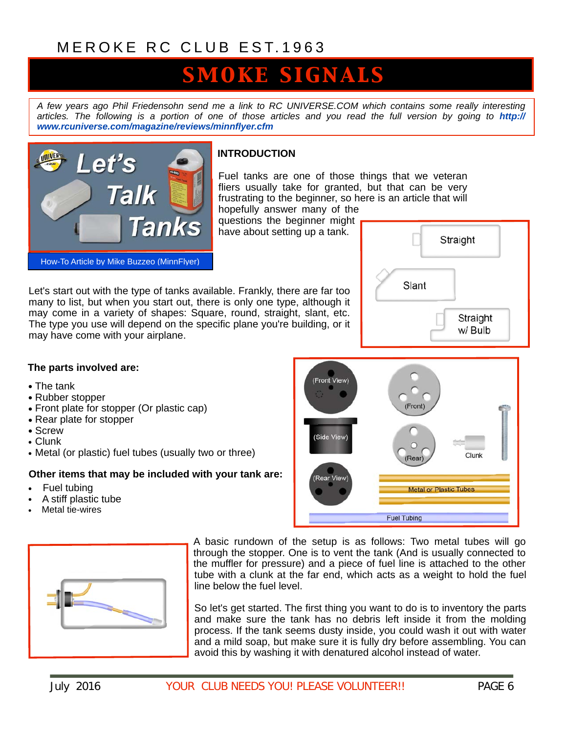# SMOKE SIGNALS

*A few years ago Phil Friedensohn send me a link to RC UNIVERSE.COM which contains some really interesting articles. The following is a portion of one of those articles and you read the full version by going to* ***http://www.rcuniverse.com/magazine/reviews/minnflyer.cfm***

Let's Talk Tanks

How-To Article by Mike Buzzeo (MinnFlyer)

### INTRODUCTION

Fuel tanks are one of those things that we veteran fliers usually take for granted, but that can be very frustrating to the beginner, so here is an article that will hopefully answer many of the questions the beginner might have about setting up a tank.

Straight

Slant

Straight w/ Bulb

Let's start out with the type of tanks available. Frankly, there are far too many to list, but when you start out, there is only one type, although it may come in a variety of shapes: Square, round, straight, slant, etc. The type you use will depend on the specific plane you're building, or it may have come with your airplane.

**The parts involved are:**

- The tank
- Rubber stopper
- Front plate for stopper (Or plastic cap)
- Rear plate for stopper
- Screw
- Clunk
- Metal (or plastic) fuel tubes (usually two or three)

**Other items that may be included with your tank are:**

- Fuel tubing
- A stiff plastic tube
- Metal tie-wires

(Front View) (Front) (Side View) (Rear) Clunk (Rear View) Metal or Plastic Tubes Fuel Tubing

A basic rundown of the setup is as follows: Two metal tubes will go through the stopper. One is to vent the tank (And is usually connected to the muffler for pressure) and a piece of fuel line is attached to the other tube with a clunk at the far end, which acts as a weight to hold the fuel line below the fuel level.

So let's get started. The first thing you want to do is to inventory the parts and make sure the tank has no debris left inside it from the molding process. If the tank seems dusty inside, you could wash it out with water and a mild soap, but make sure it is fully dry before assembling. You can avoid this by washing it with denatured alcohol instead of water.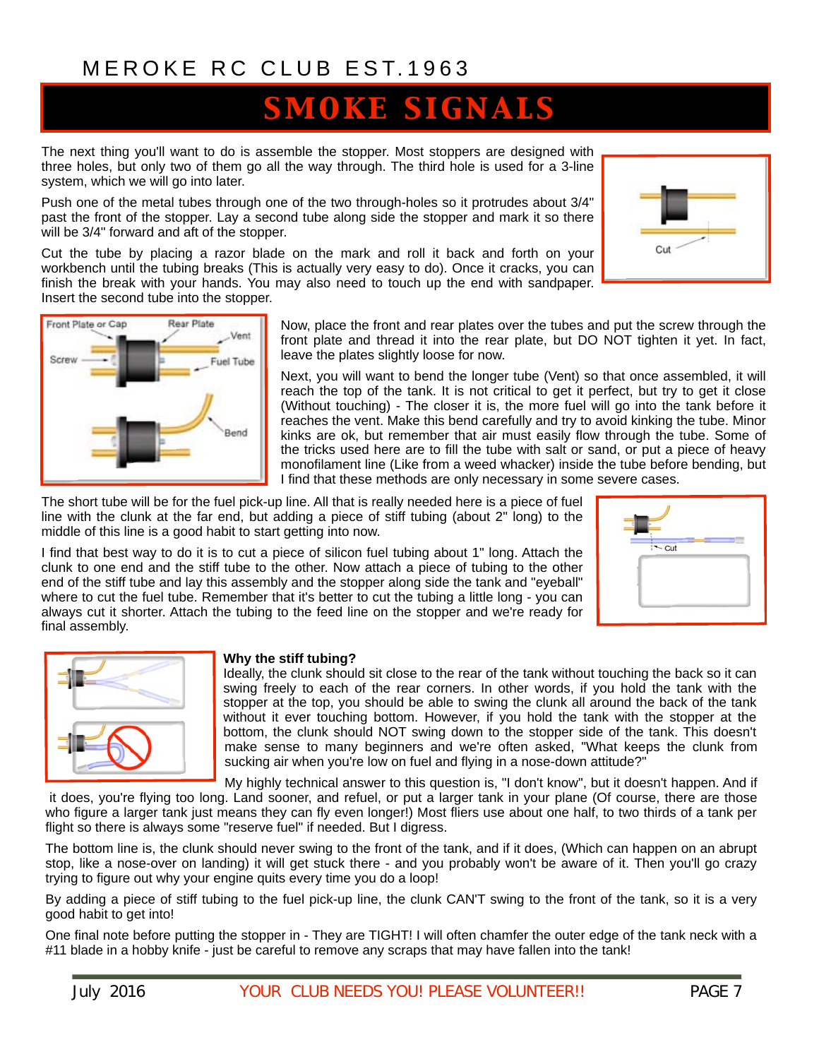The next thing you'll want to do is assemble the stopper. Most stoppers are designed with three holes, but only two of them go all the way through. The third hole is used for a 3-line system, which we will go into later.

Push one of the metal tubes through one of the two through-holes so it protrudes about 3/4" past the front of the stopper. Lay a second tube along side the stopper and mark it so there will be 3/4" forward and aft of the stopper.

Cut the tube by placing a razor blade on the mark and roll it back and forth on your workbench until the tubing breaks (This is actually very easy to do). Once it cracks, you can finish the break with your hands. You may also need to touch up the end with sandpaper. Insert the second tube into the stopper.

Now, place the front and rear plates over the tubes and put the screw through the front plate and thread it into the rear plate, but DO NOT tighten it yet. In fact, leave the plates slightly loose for now.

Next, you will want to bend the longer tube (Vent) so that once assembled, it will reach the top of the tank. It is not critical to get it perfect, but try to get it close (Without touching) - The closer it is, the more fuel will go into the tank before it reaches the vent. Make this bend carefully and try to avoid kinking the tube. Minor kinks are ok, but remember that air must easily flow through the tube. Some of the tricks used here are to fill the tube with salt or sand, or put a piece of heavy monofilament line (Like from a weed whacker) inside the tube before bending, but I find that these methods are only necessary in some severe cases.

The short tube will be for the fuel pick-up line. All that is really needed here is a piece of fuel line with the clunk at the far end, but adding a piece of stiff tubing (about 2" long) to the middle of this line is a good habit to start getting into now.

I find that best way to do it is to cut a piece of silicon fuel tubing about 1" long. Attach the clunk to one end and the stiff tube to the other. Now attach a piece of tubing to the other end of the stiff tube and lay this assembly and the stopper along side the tank and "eyeball" where to cut the fuel tube. Remember that it's better to cut the tubing a little long - you can always cut it shorter. Attach the tubing to the feed line on the stopper and we're ready for final assembly.

**Why the stiff tubing?**

Ideally, the clunk should sit close to the rear of the tank without touching the back so it can swing freely to each of the rear corners. In other words, if you hold the tank with the stopper at the top, you should be able to swing the clunk all around the back of the tank without it ever touching bottom. However, if you hold the tank with the stopper at the bottom, the clunk should NOT swing down to the stopper side of the tank. This doesn't make sense to many beginners and we're often asked, "What keeps the clunk from sucking air when you're low on fuel and flying in a nose-down attitude?"

My highly technical answer to this question is, "I don't know", but it doesn't happen. And if it does, you're flying too long. Land sooner, and refuel, or put a larger tank in your plane (Of course, there are those who figure a larger tank just means they can fly even longer!) Most fliers use about one half, to two thirds of a tank per flight so there is always some "reserve fuel" if needed. But I digress.

The bottom line is, the clunk should never swing to the front of the tank, and if it does, (Which can happen on an abrupt stop, like a nose-over on landing) it will get stuck there - and you probably won't be aware of it. Then you'll go crazy trying to figure out why your engine quits every time you do a loop!

By adding a piece of stiff tubing to the fuel pick-up line, the clunk CAN'T swing to the front of the tank, so it is a very good habit to get into!

One final note before putting the stopper in - They are TIGHT! I will often chamfer the outer edge of the tank neck with a #11 blade in a hobby knife - just be careful to remove any scraps that may have fallen into the tank!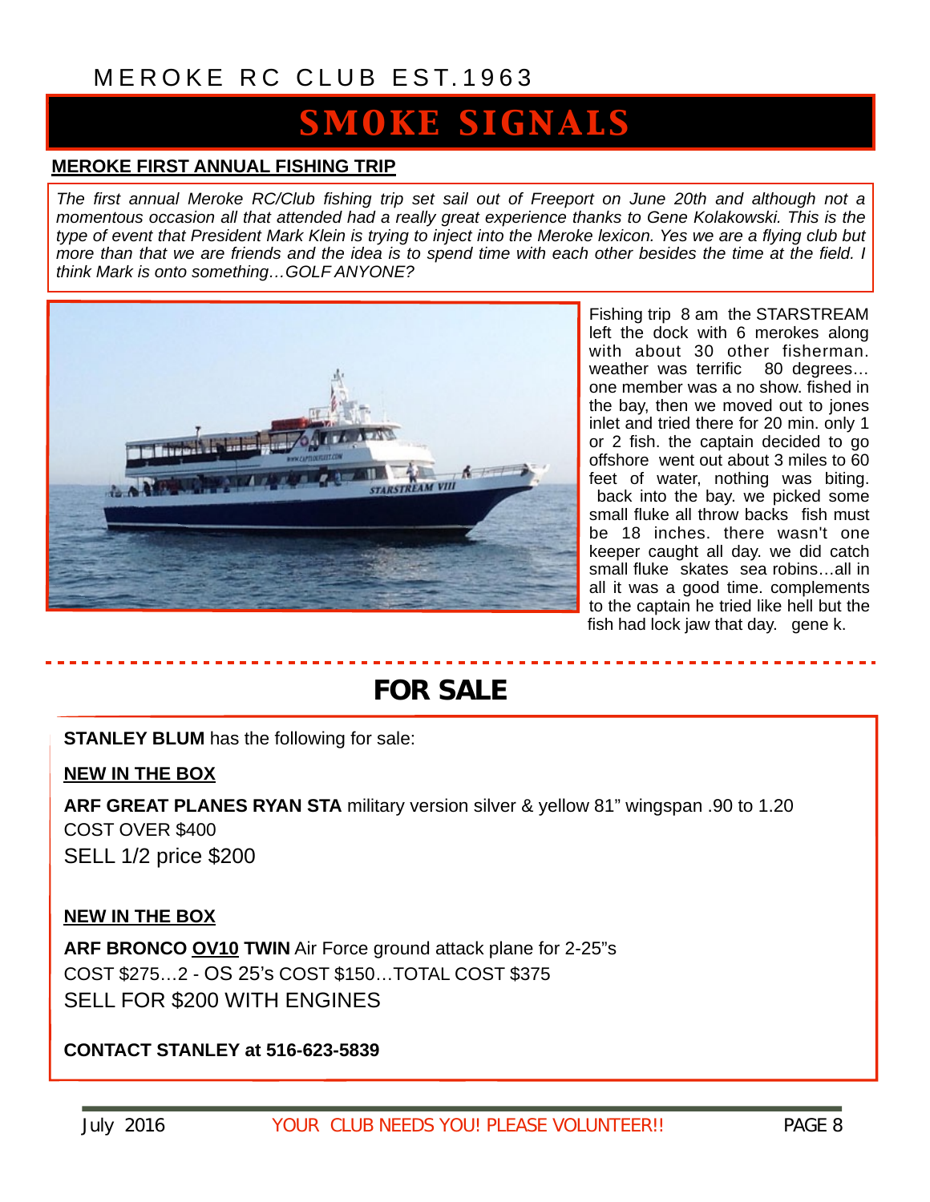MEROKE RC CLUB EST.1963

# SMOKE SIGNALS

## MEROKE FIRST ANNUAL FISHING TRIP

*The first annual Meroke RC/Club fishing trip set sail out of Freeport on June 20th and although not a momentous occasion all that attended had a really great experience thanks to Gene Kolakowski. This is the type of event that President Mark Klein is trying to inject into the Meroke lexicon. Yes we are a flying club but more than that we are friends and the idea is to spend time with each other besides the time at the field. I think Mark is onto something…GOLF ANYONE?*

Fishing trip 8 am the STARSTREAM left the dock with 6 merokes along with about 30 other fisherman. weather was terrific 80 degrees… one member was a no show. fished in the bay, then we moved out to jones inlet and tried there for 20 min. only 1 or 2 fish. the captain decided to go offshore went out about 3 miles to 60 feet of water, nothing was biting. back into the bay. we picked some small fluke all throw backs fish must be 18 inches. there wasn't one keeper caught all day. we did catch small fluke skates sea robins…all in all it was a good time. complements to the captain he tried like hell but the fish had lock jaw that day. gene k.

## FOR SALE

**STANLEY BLUM** has the following for sale:

**NEW IN THE BOX**

**ARF GREAT PLANES RYAN STA** military version silver & yellow 81" wingspan .90 to 1.20
COST OVER $400
SELL 1/2 price $200

**NEW IN THE BOX**

**ARF BRONCO OV10 TWIN** Air Force ground attack plane for 2-25"s
COST $275…2 - OS 25's COST $150…TOTAL COST $375
SELL FOR $200 WITH ENGINES

**CONTACT STANLEY at 516-623-5839**

YOUR CLUB NEEDS YOU! PLEASE VOLUNTEER!!